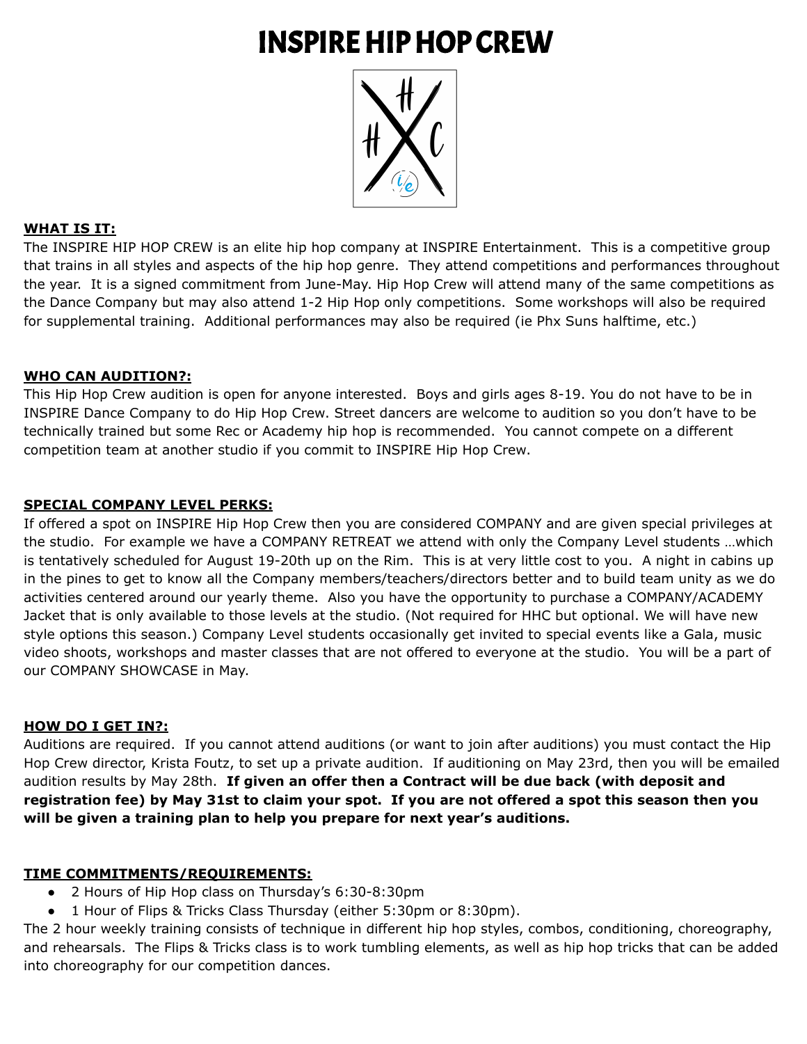# INSPIRE HIP HOP CREW

**WHAT IS IT:**

The INSPIRE HIP HOP CREW is an elite hip hop company at INSPIRE Entertainment. This is a competitive group that trains in all styles and aspects of the hip hop genre. They attend competitions and performances throughout the year. It is a signed commitment from June-May. Hip Hop Crew will attend many of the same competitions as the Dance Company but may also attend 1-2 Hip Hop only competitions. Some workshops will also be required for supplemental training. Additional performances may also be required (ie Phx Suns halftime, etc.)

**WHO CAN AUDITION?:**

This Hip Hop Crew audition is open for anyone interested. Boys and girls ages 8-19. You do not have to be in INSPIRE Dance Company to do Hip Hop Crew. Street dancers are welcome to audition so you don't have to be technically trained but some Rec or Academy hip hop is recommended. You cannot compete on a different competition team at another studio if you commit to INSPIRE Hip Hop Crew.

**SPECIAL COMPANY LEVEL PERKS:**

If offered a spot on INSPIRE Hip Hop Crew then you are considered COMPANY and are given special privileges at the studio. For example we have a COMPANY RETREAT we attend with only the Company Level students …which is tentatively scheduled for August 19-20th up on the Rim. This is at very little cost to you. A night in cabins up in the pines to get to know all the Company members/teachers/directors better and to build team unity as we do activities centered around our yearly theme. Also you have the opportunity to purchase a COMPANY/ACADEMY Jacket that is only available to those levels at the studio. (Not required for HHC but optional. We will have new style options this season.) Company Level students occasionally get invited to special events like a Gala, music video shoots, workshops and master classes that are not offered to everyone at the studio. You will be a part of our COMPANY SHOWCASE in May.

**HOW DO I GET IN?:**

Auditions are required. If you cannot attend auditions (or want to join after auditions) you must contact the Hip Hop Crew director, Krista Foutz, to set up a private audition. If auditioning on May 23rd, then you will be emailed audition results by May 28th. **If given an offer then a Contract will be due back (with deposit and registration fee) by May 31st to claim your spot. If you are not offered a spot this season then you will be given a training plan to help you prepare for next year's auditions.**

**TIME COMMITMENTS/REQUIREMENTS:**

- 2 Hours of Hip Hop class on Thursday's 6:30-8:30pm
- 1 Hour of Flips & Tricks Class Thursday (either 5:30pm or 8:30pm).

The 2 hour weekly training consists of technique in different hip hop styles, combos, conditioning, choreography, and rehearsals. The Flips & Tricks class is to work tumbling elements, as well as hip hop tricks that can be added into choreography for our competition dances.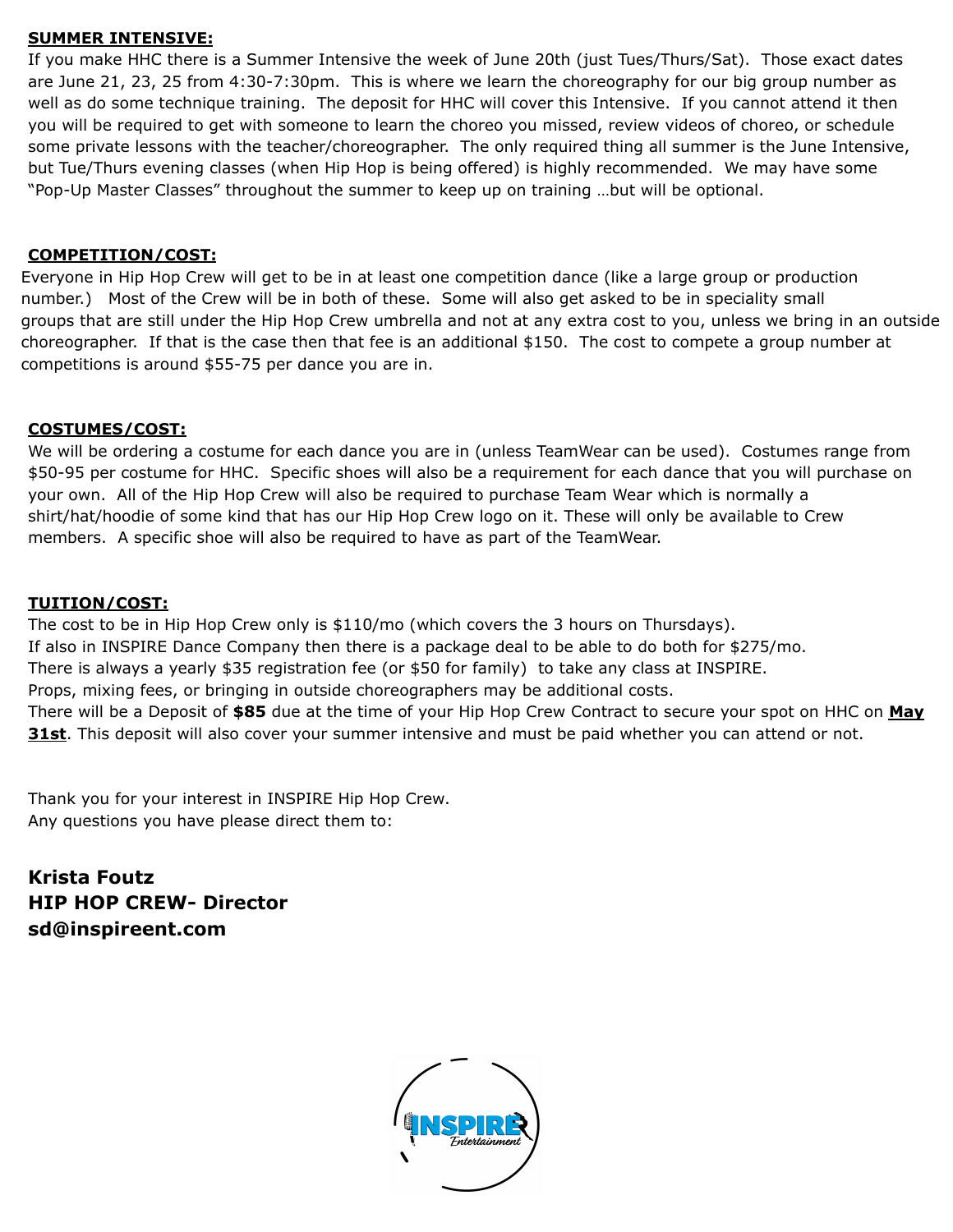**SUMMER INTENSIVE:**

If you make HHC there is a Summer Intensive the week of June 20th (just Tues/Thurs/Sat). Those exact dates are June 21, 23, 25 from 4:30-7:30pm. This is where we learn the choreography for our big group number as well as do some technique training. The deposit for HHC will cover this Intensive. If you cannot attend it then you will be required to get with someone to learn the choreo you missed, review videos of choreo, or schedule some private lessons with the teacher/choreographer. The only required thing all summer is the June Intensive, but Tue/Thurs evening classes (when Hip Hop is being offered) is highly recommended. We may have some "Pop-Up Master Classes" throughout the summer to keep up on training …but will be optional.

**COMPETITION/COST:**

Everyone in Hip Hop Crew will get to be in at least one competition dance (like a large group or production number.) Most of the Crew will be in both of these. Some will also get asked to be in speciality small groups that are still under the Hip Hop Crew umbrella and not at any extra cost to you, unless we bring in an outside choreographer. If that is the case then that fee is an additional $150. The cost to compete a group number at competitions is around $55-75 per dance you are in.

**COSTUMES/COST:**

We will be ordering a costume for each dance you are in (unless TeamWear can be used). Costumes range from $50-95 per costume for HHC. Specific shoes will also be a requirement for each dance that you will purchase on your own. All of the Hip Hop Crew will also be required to purchase Team Wear which is normally a shirt/hat/hoodie of some kind that has our Hip Hop Crew logo on it. These will only be available to Crew members. A specific shoe will also be required to have as part of the TeamWear.

**TUITION/COST:**

The cost to be in Hip Hop Crew only is $110/mo (which covers the 3 hours on Thursdays).
If also in INSPIRE Dance Company then there is a package deal to be able to do both for $275/mo.
There is always a yearly $35 registration fee (or $50 for family) to take any class at INSPIRE.
Props, mixing fees, or bringing in outside choreographers may be additional costs.
There will be a Deposit of **$85** due at the time of your Hip Hop Crew Contract to secure your spot on HHC on **May 31st**. This deposit will also cover your summer intensive and must be paid whether you can attend or not.

Thank you for your interest in INSPIRE Hip Hop Crew.
Any questions you have please direct them to:

**Krista Foutz**
**HIP HOP CREW- Director**
**sd@inspireent.com**